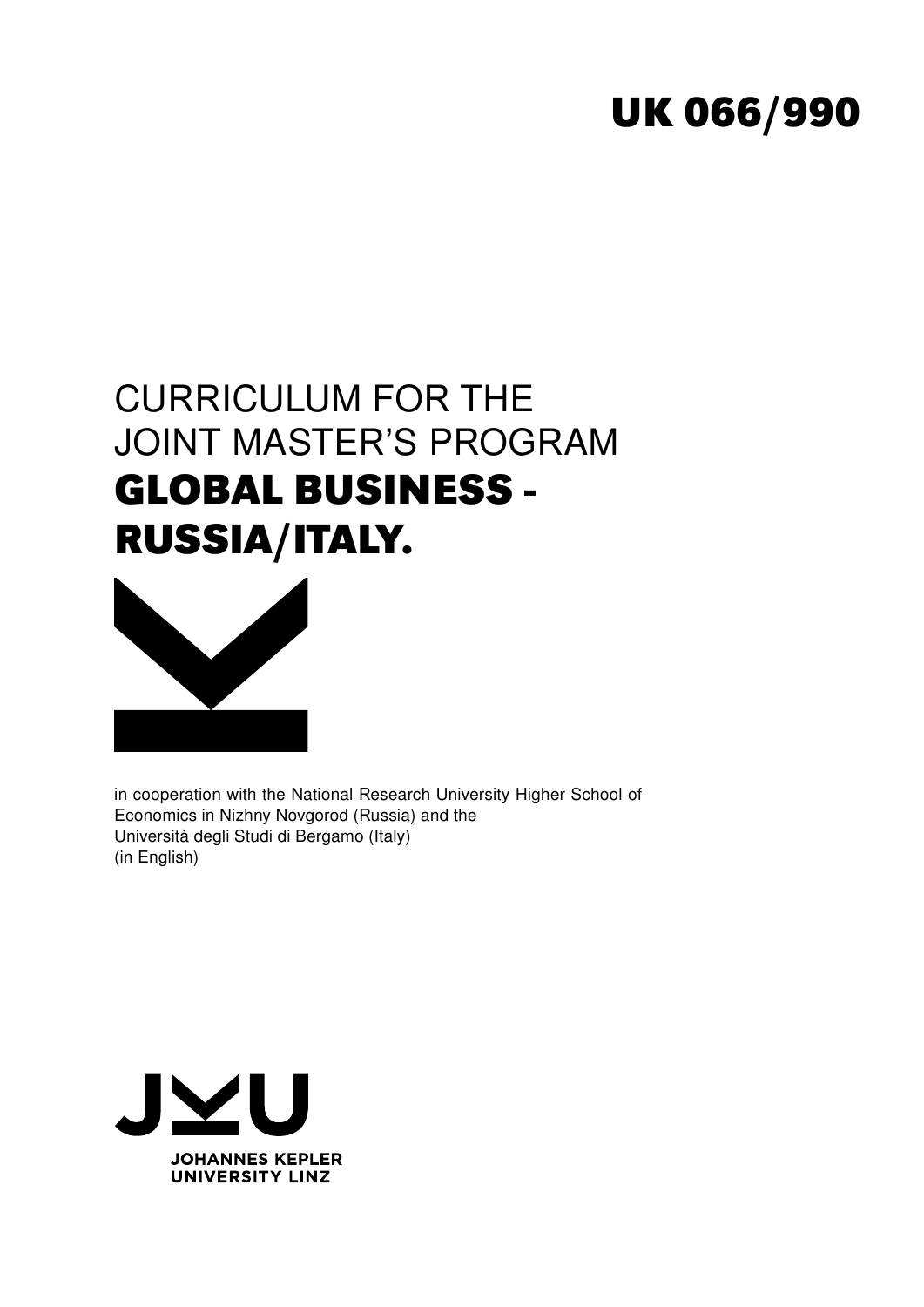**UK 066/990**

# CURRICULUM FOR THE JOINT MASTER'S PROGRAM **GLOBAL BUSINESS - RUSSIA/ITALY.**

in cooperation with the National Research University Higher School of Economics in Nizhny Novgorod (Russia) and the Università degli Studi di Bergamo (Italy)
(in English)

JOHANNES KEPLER UNIVERSITY LINZ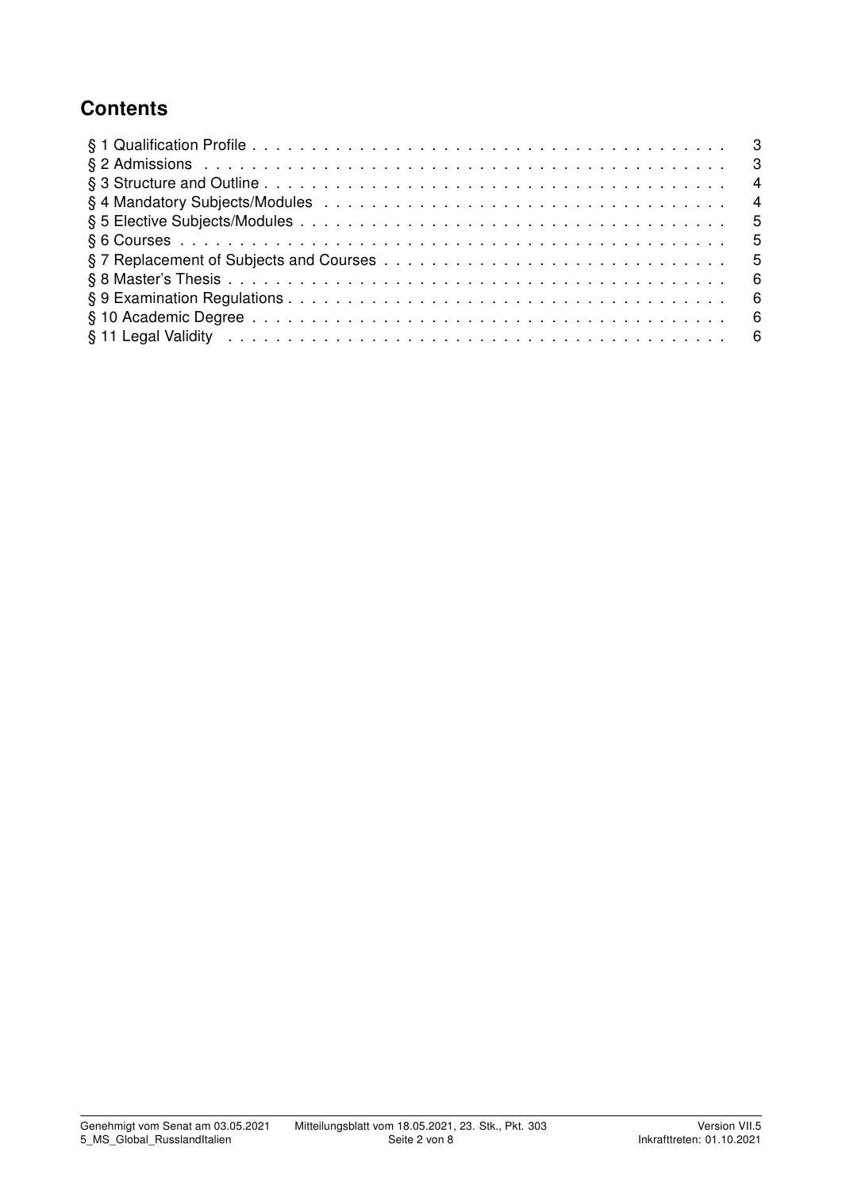## Contents

§ 1 Qualification Profile . . . . . . . . . . . . . . . . . . . . . . . . . . . . . . . . . . . . . . . . 3
§ 2 Admissions . . . . . . . . . . . . . . . . . . . . . . . . . . . . . . . . . . . . . . . . . . . 3
§ 3 Structure and Outline . . . . . . . . . . . . . . . . . . . . . . . . . . . . . . . . . . . . . . 4
§ 4 Mandatory Subjects/Modules . . . . . . . . . . . . . . . . . . . . . . . . . . . . . . . . . . 4
§ 5 Elective Subjects/Modules . . . . . . . . . . . . . . . . . . . . . . . . . . . . . . . . . . . 5
§ 6 Courses . . . . . . . . . . . . . . . . . . . . . . . . . . . . . . . . . . . . . . . . . . . . . 5
§ 7 Replacement of Subjects and Courses . . . . . . . . . . . . . . . . . . . . . . . . . . . . 5
§ 8 Master's Thesis . . . . . . . . . . . . . . . . . . . . . . . . . . . . . . . . . . . . . . . . . 6
§ 9 Examination Regulations . . . . . . . . . . . . . . . . . . . . . . . . . . . . . . . . . . . . 6
§ 10 Academic Degree . . . . . . . . . . . . . . . . . . . . . . . . . . . . . . . . . . . . . . . 6
§ 11 Legal Validity . . . . . . . . . . . . . . . . . . . . . . . . . . . . . . . . . . . . . . . . . 6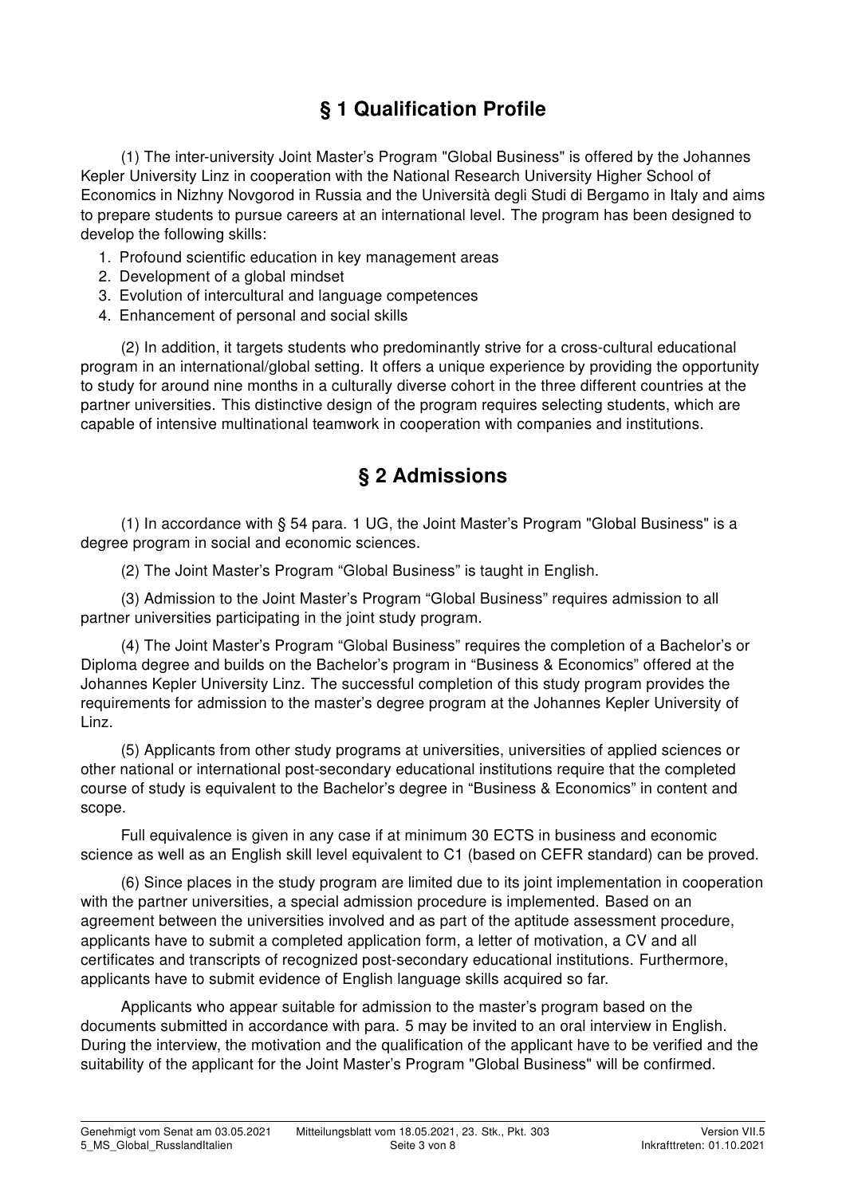## § 1 Qualification Profile

(1) The inter-university Joint Master's Program "Global Business" is offered by the Johannes Kepler University Linz in cooperation with the National Research University Higher School of Economics in Nizhny Novgorod in Russia and the Università degli Studi di Bergamo in Italy and aims to prepare students to pursue careers at an international level. The program has been designed to develop the following skills:

1. Profound scientific education in key management areas
2. Development of a global mindset
3. Evolution of intercultural and language competences
4. Enhancement of personal and social skills

(2) In addition, it targets students who predominantly strive for a cross-cultural educational program in an international/global setting. It offers a unique experience by providing the opportunity to study for around nine months in a culturally diverse cohort in the three different countries at the partner universities. This distinctive design of the program requires selecting students, which are capable of intensive multinational teamwork in cooperation with companies and institutions.

## § 2 Admissions

(1) In accordance with § 54 para. 1 UG, the Joint Master's Program "Global Business" is a degree program in social and economic sciences.

(2) The Joint Master's Program "Global Business" is taught in English.

(3) Admission to the Joint Master's Program "Global Business" requires admission to all partner universities participating in the joint study program.

(4) The Joint Master's Program "Global Business" requires the completion of a Bachelor's or Diploma degree and builds on the Bachelor's program in "Business & Economics" offered at the Johannes Kepler University Linz. The successful completion of this study program provides the requirements for admission to the master's degree program at the Johannes Kepler University of Linz.

(5) Applicants from other study programs at universities, universities of applied sciences or other national or international post-secondary educational institutions require that the completed course of study is equivalent to the Bachelor's degree in "Business & Economics" in content and scope.

Full equivalence is given in any case if at minimum 30 ECTS in business and economic science as well as an English skill level equivalent to C1 (based on CEFR standard) can be proved.

(6) Since places in the study program are limited due to its joint implementation in cooperation with the partner universities, a special admission procedure is implemented. Based on an agreement between the universities involved and as part of the aptitude assessment procedure, applicants have to submit a completed application form, a letter of motivation, a CV and all certificates and transcripts of recognized post-secondary educational institutions. Furthermore, applicants have to submit evidence of English language skills acquired so far.

Applicants who appear suitable for admission to the master's program based on the documents submitted in accordance with para. 5 may be invited to an oral interview in English. During the interview, the motivation and the qualification of the applicant have to be verified and the suitability of the applicant for the Joint Master's Program "Global Business" will be confirmed.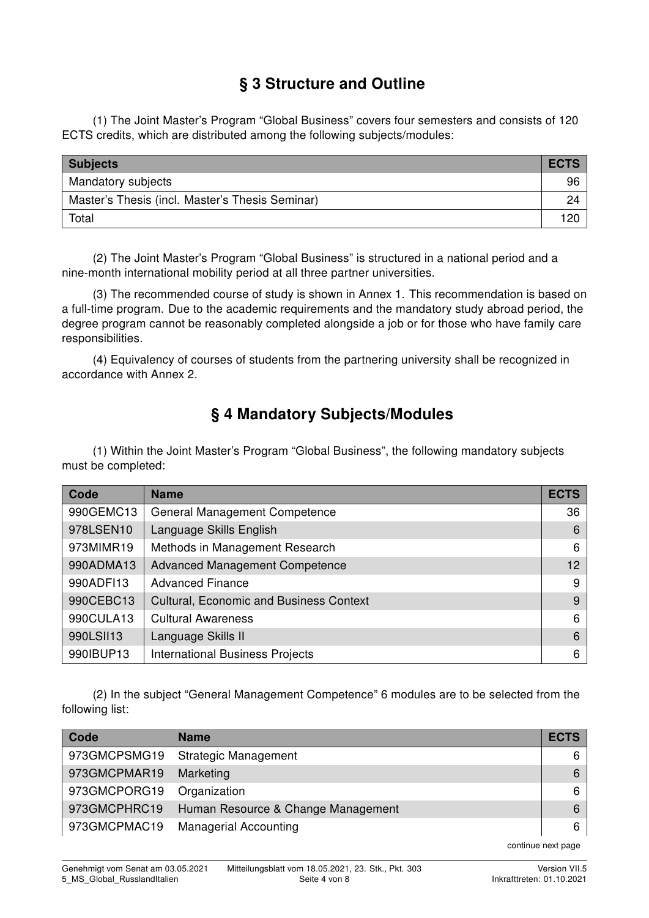## § 3 Structure and Outline

(1) The Joint Master's Program "Global Business" covers four semesters and consists of 120 ECTS credits, which are distributed among the following subjects/modules:

| Subjects | ECTS |
|---|---|
| Mandatory subjects | 96 |
| Master's Thesis (incl. Master's Thesis Seminar) | 24 |
| Total | 120 |

(2) The Joint Master's Program "Global Business" is structured in a national period and a nine-month international mobility period at all three partner universities.

(3) The recommended course of study is shown in Annex 1. This recommendation is based on a full-time program. Due to the academic requirements and the mandatory study abroad period, the degree program cannot be reasonably completed alongside a job or for those who have family care responsibilities.

(4) Equivalency of courses of students from the partnering university shall be recognized in accordance with Annex 2.

## § 4 Mandatory Subjects/Modules

(1) Within the Joint Master's Program "Global Business", the following mandatory subjects must be completed:

| Code | Name | ECTS |
|---|---|---|
| 990GEMC13 | General Management Competence | 36 |
| 978LSEN10 | Language Skills English | 6 |
| 973MIMR19 | Methods in Management Research | 6 |
| 990ADMA13 | Advanced Management Competence | 12 |
| 990ADFI13 | Advanced Finance | 9 |
| 990CEBC13 | Cultural, Economic and Business Context | 9 |
| 990CULA13 | Cultural Awareness | 6 |
| 990LSII13 | Language Skills II | 6 |
| 990IBUP13 | International Business Projects | 6 |

(2) In the subject "General Management Competence" 6 modules are to be selected from the following list:

| Code | Name | ECTS |
|---|---|---|
| 973GMCPSMG19 | Strategic Management | 6 |
| 973GMCPMAR19 | Marketing | 6 |
| 973GMCPORG19 | Organization | 6 |
| 973GMCPHRC19 | Human Resource & Change Management | 6 |
| 973GMCPMAC19 | Managerial Accounting | 6 |

continue next page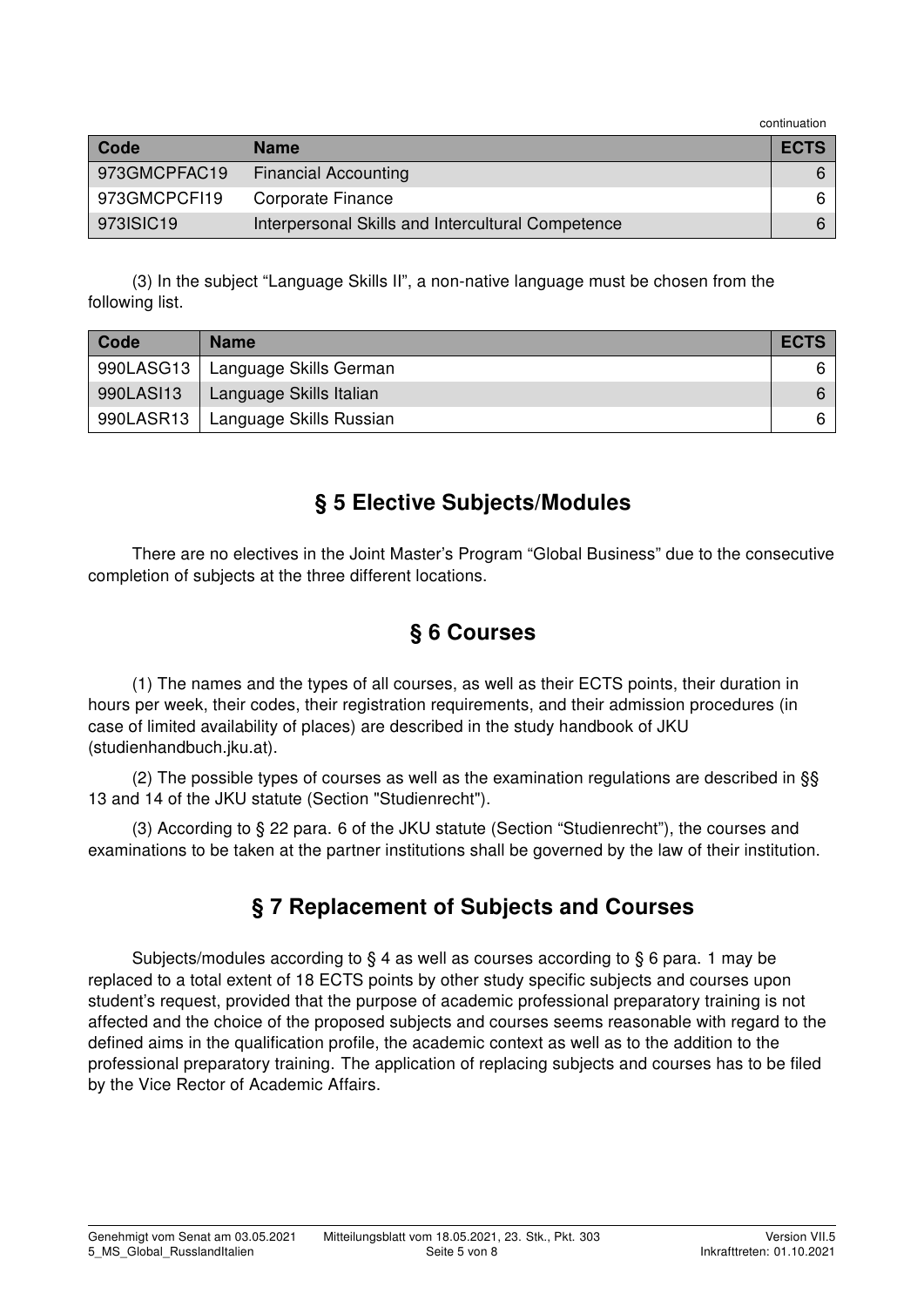continuation

| Code | Name | ECTS |
|---|---|---|
| 973GMCPFAC19 | Financial Accounting | 6 |
| 973GMCPCFI19 | Corporate Finance | 6 |
| 973ISIC19 | Interpersonal Skills and Intercultural Competence | 6 |

(3) In the subject "Language Skills II", a non-native language must be chosen from the following list.

| Code | Name | ECTS |
|---|---|---|
| 990LASG13 | Language Skills German | 6 |
| 990LASI13 | Language Skills Italian | 6 |
| 990LASR13 | Language Skills Russian | 6 |

## § 5 Elective Subjects/Modules

There are no electives in the Joint Master's Program "Global Business" due to the consecutive completion of subjects at the three different locations.

## § 6 Courses

(1) The names and the types of all courses, as well as their ECTS points, their duration in hours per week, their codes, their registration requirements, and their admission procedures (in case of limited availability of places) are described in the study handbook of JKU (studienhandbuch.jku.at).

(2) The possible types of courses as well as the examination regulations are described in §§ 13 and 14 of the JKU statute (Section "Studienrecht").

(3) According to § 22 para. 6 of the JKU statute (Section "Studienrecht"), the courses and examinations to be taken at the partner institutions shall be governed by the law of their institution.

## § 7 Replacement of Subjects and Courses

Subjects/modules according to § 4 as well as courses according to § 6 para. 1 may be replaced to a total extent of 18 ECTS points by other study specific subjects and courses upon student's request, provided that the purpose of academic professional preparatory training is not affected and the choice of the proposed subjects and courses seems reasonable with regard to the defined aims in the qualification profile, the academic context as well as to the addition to the professional preparatory training. The application of replacing subjects and courses has to be filed by the Vice Rector of Academic Affairs.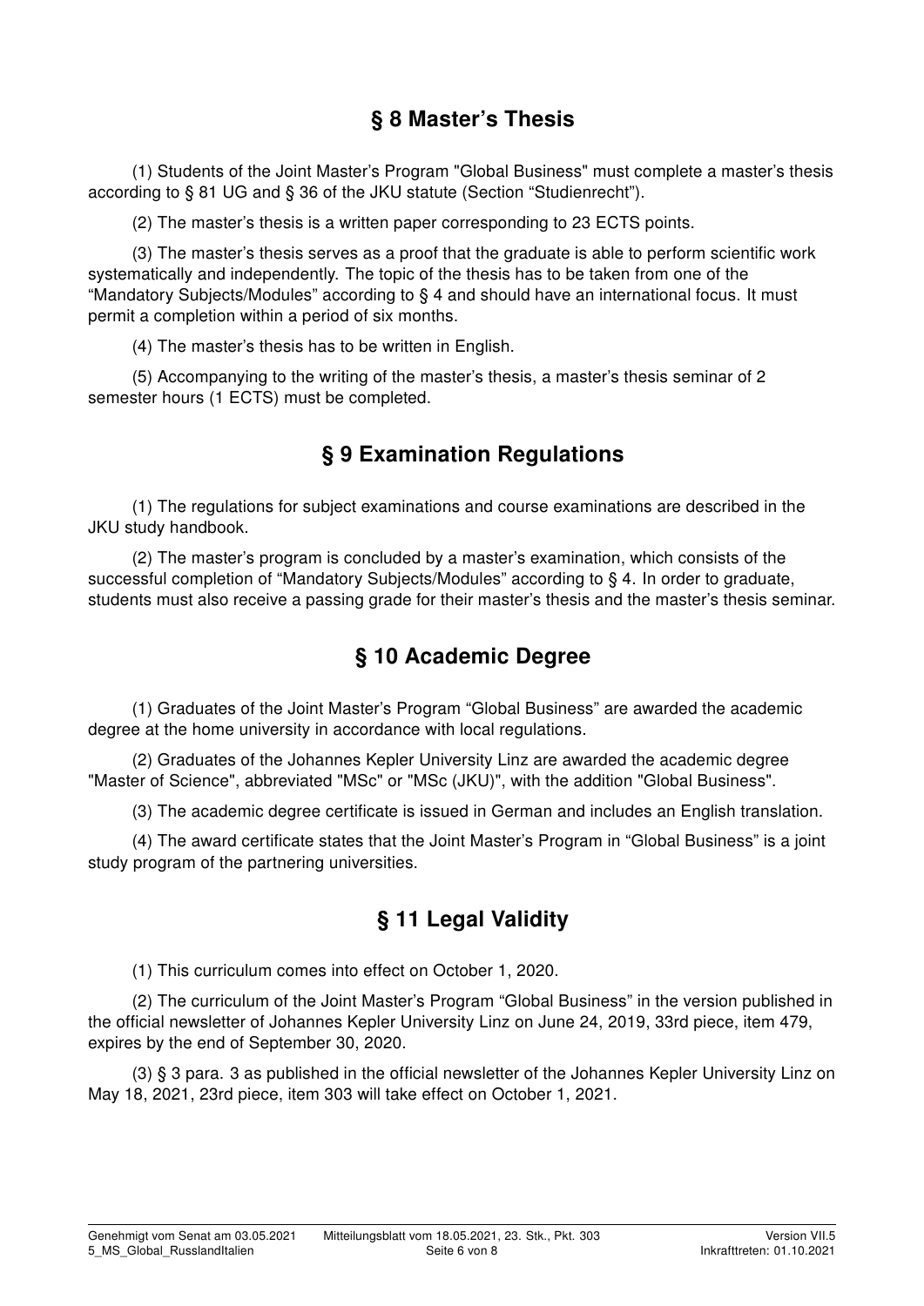## § 8 Master's Thesis

(1) Students of the Joint Master's Program "Global Business" must complete a master's thesis according to § 81 UG and § 36 of the JKU statute (Section "Studienrecht").

(2) The master's thesis is a written paper corresponding to 23 ECTS points.

(3) The master's thesis serves as a proof that the graduate is able to perform scientific work systematically and independently. The topic of the thesis has to be taken from one of the "Mandatory Subjects/Modules" according to § 4 and should have an international focus. It must permit a completion within a period of six months.

(4) The master's thesis has to be written in English.

(5) Accompanying to the writing of the master's thesis, a master's thesis seminar of 2 semester hours (1 ECTS) must be completed.

## § 9 Examination Regulations

(1) The regulations for subject examinations and course examinations are described in the JKU study handbook.

(2) The master's program is concluded by a master's examination, which consists of the successful completion of "Mandatory Subjects/Modules" according to § 4. In order to graduate, students must also receive a passing grade for their master's thesis and the master's thesis seminar.

## § 10 Academic Degree

(1) Graduates of the Joint Master's Program "Global Business" are awarded the academic degree at the home university in accordance with local regulations.

(2) Graduates of the Johannes Kepler University Linz are awarded the academic degree "Master of Science", abbreviated "MSc" or "MSc (JKU)", with the addition "Global Business".

(3) The academic degree certificate is issued in German and includes an English translation.

(4) The award certificate states that the Joint Master's Program in "Global Business" is a joint study program of the partnering universities.

## § 11 Legal Validity

(1) This curriculum comes into effect on October 1, 2020.

(2) The curriculum of the Joint Master's Program "Global Business" in the version published in the official newsletter of Johannes Kepler University Linz on June 24, 2019, 33rd piece, item 479, expires by the end of September 30, 2020.

(3) § 3 para. 3 as published in the official newsletter of the Johannes Kepler University Linz on May 18, 2021, 23rd piece, item 303 will take effect on October 1, 2021.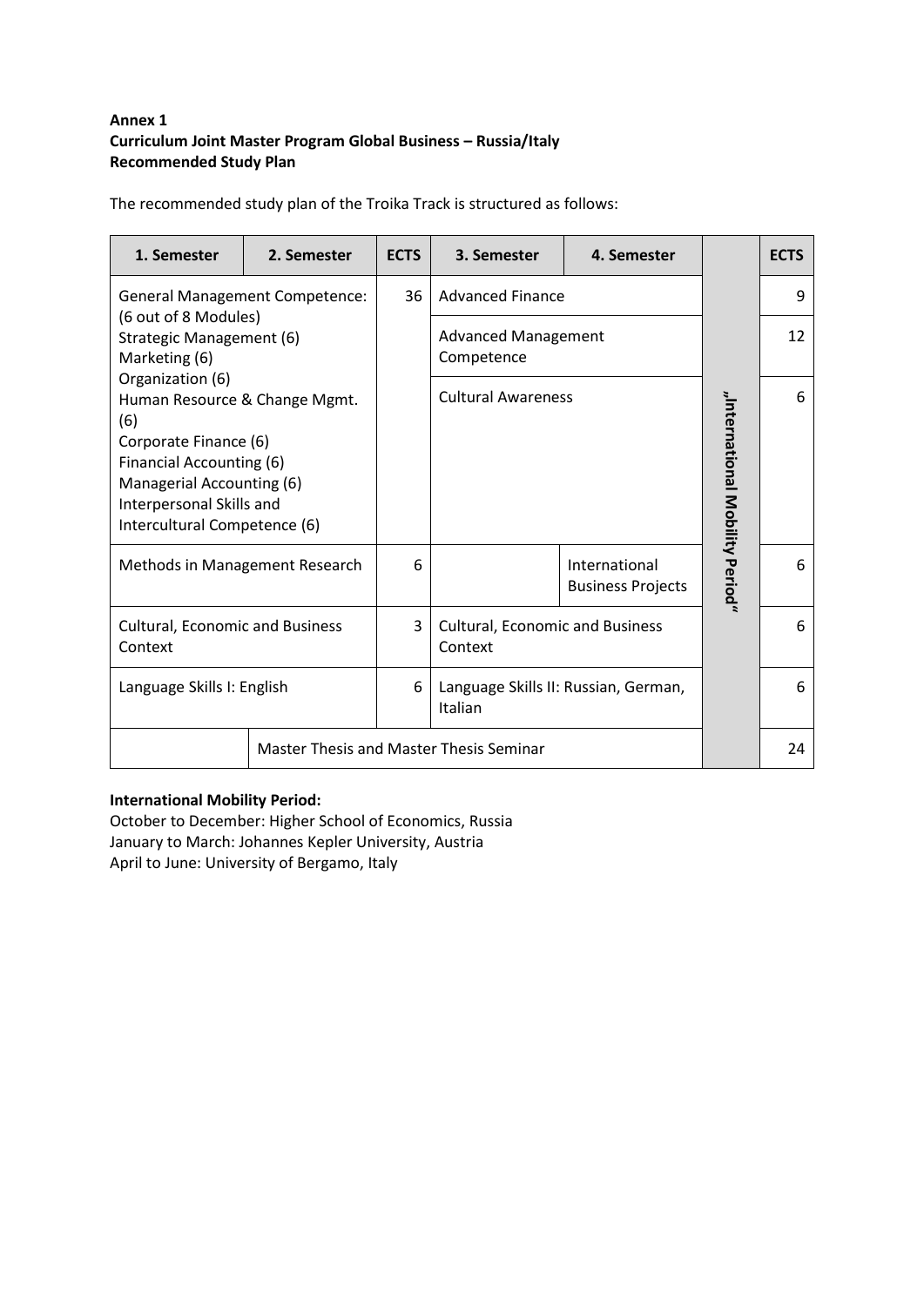**Annex 1**
**Curriculum Joint Master Program Global Business – Russia/Italy**
**Recommended Study Plan**

The recommended study plan of the Troika Track is structured as follows:

| 1. Semester | 2. Semester | ECTS | 3. Semester | 4. Semester | | ECTS |
|---|---|---|---|---|---|---|
| General Management Competence: (6 out of 8 Modules)<br>Strategic Management (6)<br>Marketing (6)<br>Organization (6)<br>Human Resource & Change Mgmt. (6)<br>Corporate Finance (6)<br>Financial Accounting (6)<br>Managerial Accounting (6)<br>Interpersonal Skills and Intercultural Competence (6) | | 36 | Advanced Finance | | „International Mobility Period" | 9 |
| | | | Advanced Management Competence | | | 12 |
| | | | Cultural Awareness | | | 6 |
| Methods in Management Research | | 6 | | International Business Projects | | 6 |
| Cultural, Economic and Business Context | | 3 | Cultural, Economic and Business Context | | | 6 |
| Language Skills I: English | | 6 | Language Skills II: Russian, German, Italian | | | 6 |
| | Master Thesis and Master Thesis Seminar | | | | | 24 |

**International Mobility Period:**
October to December: Higher School of Economics, Russia
January to March: Johannes Kepler University, Austria
April to June: University of Bergamo, Italy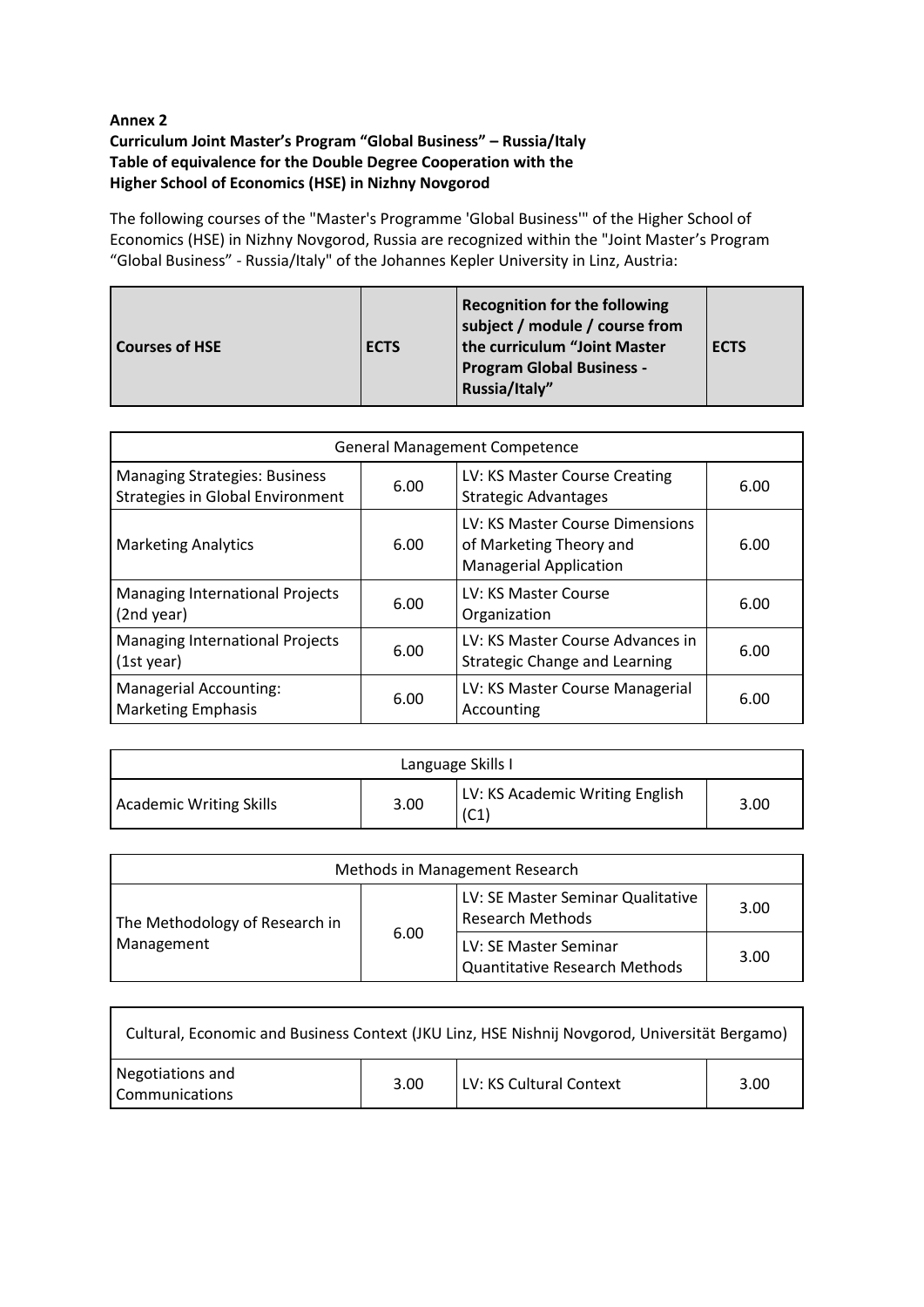**Annex 2**
**Curriculum Joint Master's Program "Global Business" – Russia/Italy**
**Table of equivalence for the Double Degree Cooperation with the**
**Higher School of Economics (HSE) in Nizhny Novgorod**

The following courses of the "Master's Programme 'Global Business'" of the Higher School of Economics (HSE) in Nizhny Novgorod, Russia are recognized within the "Joint Master's Program "Global Business" - Russia/Italy" of the Johannes Kepler University in Linz, Austria:

| **Courses of HSE** | **ECTS** | **Recognition for the following subject / module / course from the curriculum "Joint Master Program Global Business - Russia/Italy"** | **ECTS** |
|---|---|---|---|
| General Management Competence | | | |
| Managing Strategies: Business Strategies in Global Environment | 6.00 | LV: KS Master Course Creating Strategic Advantages | 6.00 |
| Marketing Analytics | 6.00 | LV: KS Master Course Dimensions of Marketing Theory and Managerial Application | 6.00 |
| Managing International Projects (2nd year) | 6.00 | LV: KS Master Course Organization | 6.00 |
| Managing International Projects (1st year) | 6.00 | LV: KS Master Course Advances in Strategic Change and Learning | 6.00 |
| Managerial Accounting: Marketing Emphasis | 6.00 | LV: KS Master Course Managerial Accounting | 6.00 |
| Language Skills I | | | |
| Academic Writing Skills | 3.00 | LV: KS Academic Writing English (C1) | 3.00 |
| Methods in Management Research | | | |
| The Methodology of Research in Management | 6.00 | LV: SE Master Seminar Qualitative Research Methods | 3.00 |
| | | LV: SE Master Seminar Quantitative Research Methods | 3.00 |
| Cultural, Economic and Business Context (JKU Linz, HSE Nishnij Novgorod, Universität Bergamo) | | | |
| Negotiations and Communications | 3.00 | LV: KS Cultural Context | 3.00 |